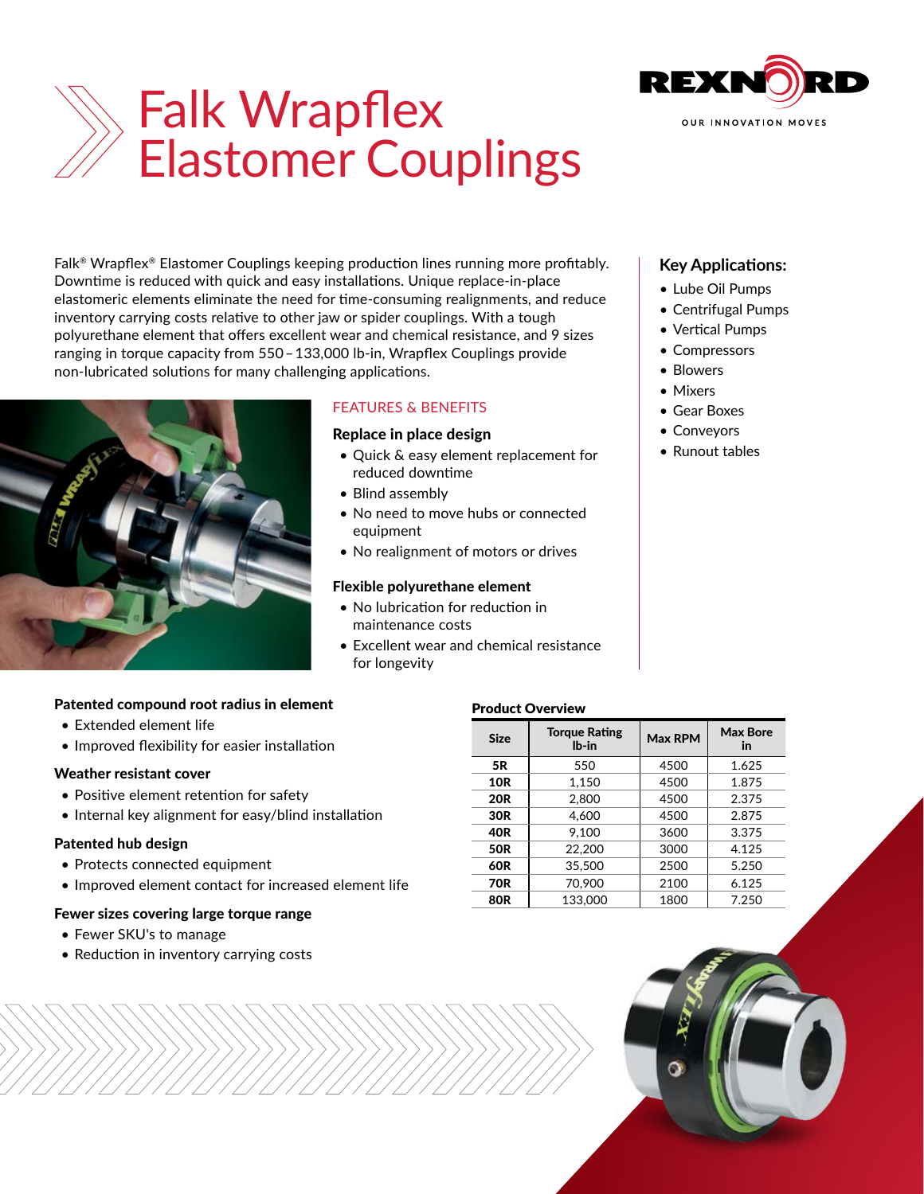# Falk Wrapflex Elastomer Couplings

REXNORD
OUR INNOVATION MOVES

Falk® Wrapflex® Elastomer Couplings keeping production lines running more profitably. Downtime is reduced with quick and easy installations. Unique replace-in-place elastomeric elements eliminate the need for time-consuming realignments, and reduce inventory carrying costs relative to other jaw or spider couplings. With a tough polyurethane element that offers excellent wear and chemical resistance, and 9 sizes ranging in torque capacity from 550 – 133,000 lb-in, Wrapflex Couplings provide non-lubricated solutions for many challenging applications.

## FEATURES & BENEFITS

### Replace in place design

- Quick & easy element replacement for reduced downtime
- Blind assembly
- No need to move hubs or connected equipment
- No realignment of motors or drives

### Flexible polyurethane element

- No lubrication for reduction in maintenance costs
- Excellent wear and chemical resistance for longevity

### Patented compound root radius in element

- Extended element life
- Improved flexibility for easier installation

### Weather resistant cover

- Positive element retention for safety
- Internal key alignment for easy/blind installation

### Patented hub design

- Protects connected equipment
- Improved element contact for increased element life

### Fewer sizes covering large torque range

- Fewer SKU's to manage
- Reduction in inventory carrying costs

## Key Applications:

- Lube Oil Pumps
- Centrifugal Pumps
- Vertical Pumps
- Compressors
- Blowers
- Mixers
- Gear Boxes
- Conveyors
- Runout tables

### Product Overview

| Size | Torque Rating lb-in | Max RPM | Max Bore in |
|---|---|---|---|
| **5R** | 550 | 4500 | 1.625 |
| **10R** | 1,150 | 4500 | 1.875 |
| **20R** | 2,800 | 4500 | 2.375 |
| **30R** | 4,600 | 4500 | 2.875 |
| **40R** | 9,100 | 3600 | 3.375 |
| **50R** | 22,200 | 3000 | 4.125 |
| **60R** | 35,500 | 2500 | 5.250 |
| **70R** | 70,900 | 2100 | 6.125 |
| **80R** | 133,000 | 1800 | 7.250 |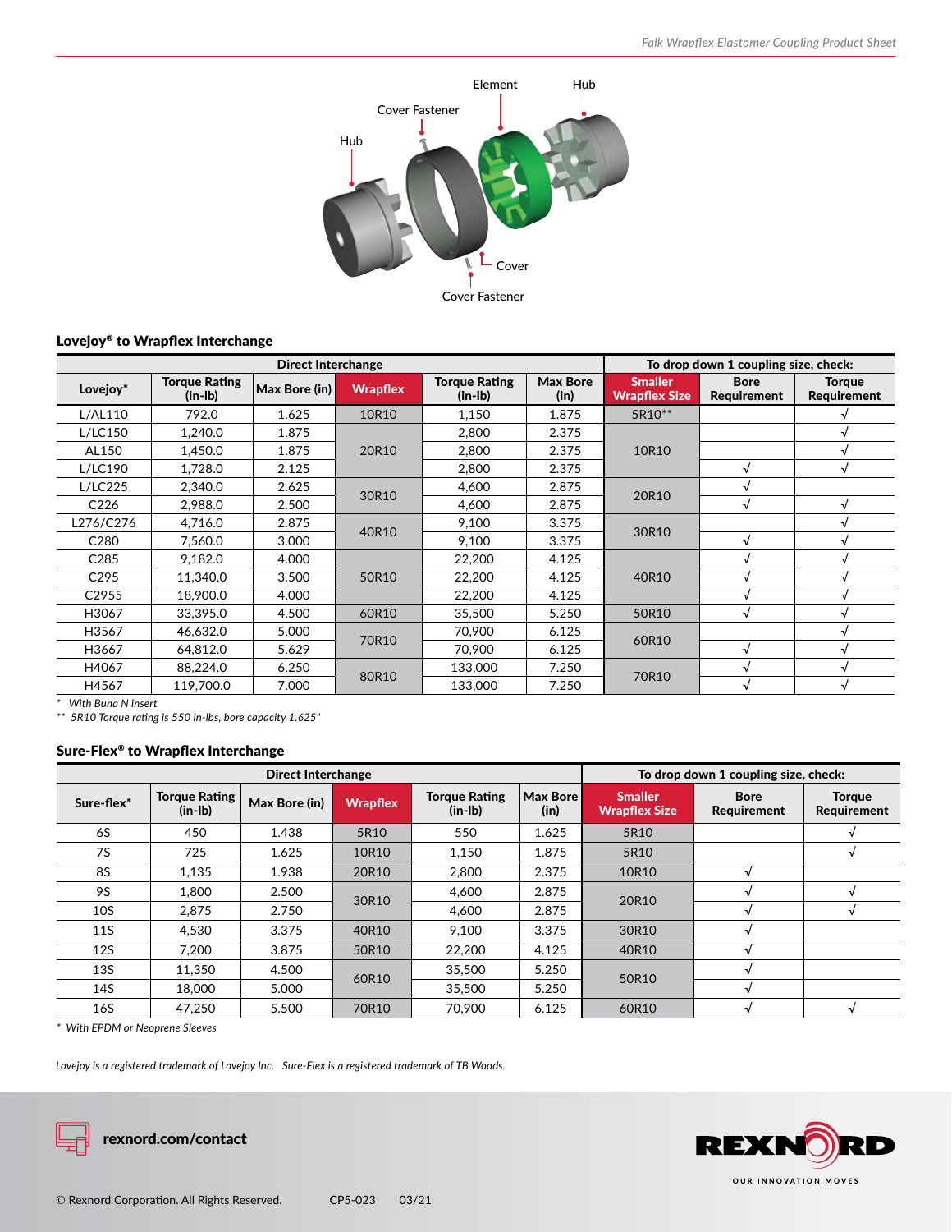Hub

Cover Fastener

Element

Hub

Cover

Cover Fastener

### Lovejoy® to Wrapflex Interchange

| Direct Interchange | | | | | | To drop down 1 coupling size, check: | | |
|---|---|---|---|---|---|---|---|---|
| Lovejoy* | Torque Rating (in-lb) | Max Bore (in) | Wrapflex | Torque Rating (in-lb) | Max Bore (in) | Smaller Wrapflex Size | Bore Requirement | Torque Requirement |
| L/AL110 | 792.0 | 1.625 | 10R10 | 1,150 | 1.875 | 5R10** | | √ |
| L/LC150 | 1,240.0 | 1.875 | 20R10 | 2,800 | 2.375 | 10R10 | | √ |
| AL150 | 1,450.0 | 1.875 | | 2,800 | 2.375 | | | √ |
| L/LC190 | 1,728.0 | 2.125 | | 2,800 | 2.375 | | √ | √ |
| L/LC225 | 2,340.0 | 2.625 | 30R10 | 4,600 | 2.875 | 20R10 | √ | |
| C226 | 2,988.0 | 2.500 | | 4,600 | 2.875 | | √ | √ |
| L276/C276 | 4,716.0 | 2.875 | 40R10 | 9,100 | 3.375 | 30R10 | | √ |
| C280 | 7,560.0 | 3.000 | | 9,100 | 3.375 | | √ | √ |
| C285 | 9,182.0 | 4.000 | 50R10 | 22,200 | 4.125 | 40R10 | √ | √ |
| C295 | 11,340.0 | 3.500 | | 22,200 | 4.125 | | √ | √ |
| C2955 | 18,900.0 | 4.000 | | 22,200 | 4.125 | | √ | √ |
| H3067 | 33,395.0 | 4.500 | 60R10 | 35,500 | 5.250 | 50R10 | √ | √ |
| H3567 | 46,632.0 | 5.000 | 70R10 | 70,900 | 6.125 | 60R10 | | √ |
| H3667 | 64,812.0 | 5.629 | | 70,900 | 6.125 | | √ | √ |
| H4067 | 88,224.0 | 6.250 | 80R10 | 133,000 | 7.250 | 70R10 | √ | √ |
| H4567 | 119,700.0 | 7.000 | | 133,000 | 7.250 | | √ | √ |

*\* With Buna N insert*

*\*\* 5R10 Torque rating is 550 in-lbs, bore capacity 1.625"*

### Sure-Flex® to Wrapflex Interchange

| Direct Interchange | | | | | | To drop down 1 coupling size, check: | | |
|---|---|---|---|---|---|---|---|---|
| Sure-flex* | Torque Rating (in-lb) | Max Bore (in) | Wrapflex | Torque Rating (in-lb) | Max Bore (in) | Smaller Wrapflex Size | Bore Requirement | Torque Requirement |
| 6S | 450 | 1.438 | 5R10 | 550 | 1.625 | 5R10 | | √ |
| 7S | 725 | 1.625 | 10R10 | 1,150 | 1.875 | 5R10 | | √ |
| 8S | 1,135 | 1.938 | 20R10 | 2,800 | 2.375 | 10R10 | √ | |
| 9S | 1,800 | 2.500 | 30R10 | 4,600 | 2.875 | 20R10 | √ | √ |
| 10S | 2,875 | 2.750 | | 4,600 | 2.875 | | √ | √ |
| 11S | 4,530 | 3.375 | 40R10 | 9,100 | 3.375 | 30R10 | √ | |
| 12S | 7,200 | 3.875 | 50R10 | 22,200 | 4.125 | 40R10 | √ | |
| 13S | 11,350 | 4.500 | 60R10 | 35,500 | 5.250 | 50R10 | √ | |
| 14S | 18,000 | 5.000 | | 35,500 | 5.250 | | √ | |
| 16S | 47,250 | 5.500 | 70R10 | 70,900 | 6.125 | 60R10 | √ | √ |

*\* With EPDM or Neoprene Sleeves*

*Lovejoy is a registered trademark of Lovejoy Inc. Sure-Flex is a registered trademark of TB Woods.*

**rexnord.com/contact**

REXNORD OUR INNOVATION MOVES

© Rexnord Corporation. All Rights Reserved. CP5-023 03/21